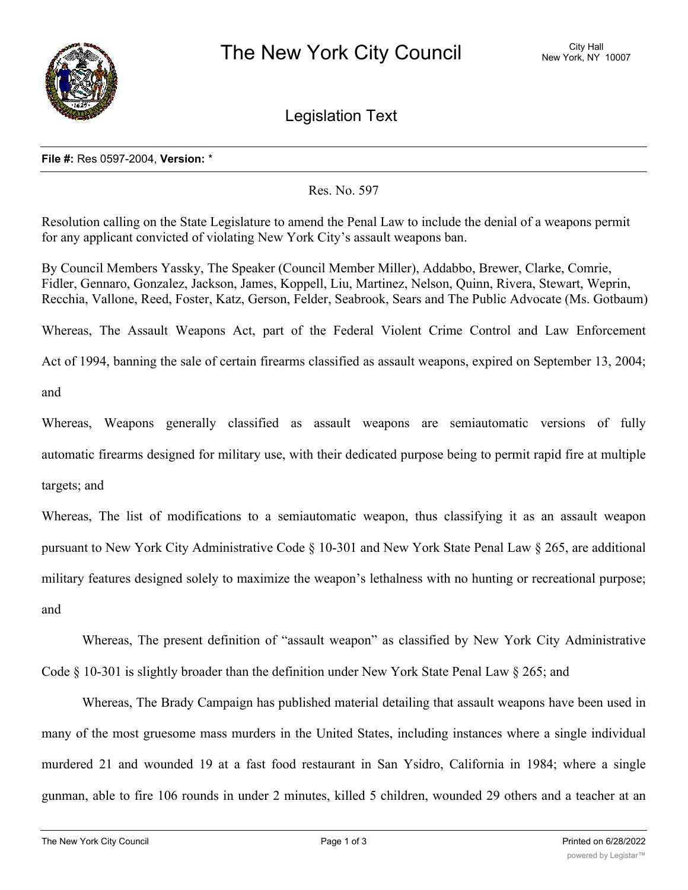# The New York City Council

City Hall
New York, NY 10007

## Legislation Text

**File #:** Res 0597-2004, **Version:** *

Res. No. 597

Resolution calling on the State Legislature to amend the Penal Law to include the denial of a weapons permit for any applicant convicted of violating New York City's assault weapons ban.

By Council Members Yassky, The Speaker (Council Member Miller), Addabbo, Brewer, Clarke, Comrie, Fidler, Gennaro, Gonzalez, Jackson, James, Koppell, Liu, Martinez, Nelson, Quinn, Rivera, Stewart, Weprin, Recchia, Vallone, Reed, Foster, Katz, Gerson, Felder, Seabrook, Sears and The Public Advocate (Ms. Gotbaum)

Whereas, The Assault Weapons Act, part of the Federal Violent Crime Control and Law Enforcement Act of 1994, banning the sale of certain firearms classified as assault weapons, expired on September 13, 2004; and

Whereas, Weapons generally classified as assault weapons are semiautomatic versions of fully automatic firearms designed for military use, with their dedicated purpose being to permit rapid fire at multiple targets; and

Whereas, The list of modifications to a semiautomatic weapon, thus classifying it as an assault weapon pursuant to New York City Administrative Code § 10-301 and New York State Penal Law § 265, are additional military features designed solely to maximize the weapon's lethalness with no hunting or recreational purpose; and

Whereas, The present definition of "assault weapon" as classified by New York City Administrative Code § 10-301 is slightly broader than the definition under New York State Penal Law § 265; and

Whereas, The Brady Campaign has published material detailing that assault weapons have been used in many of the most gruesome mass murders in the United States, including instances where a single individual murdered 21 and wounded 19 at a fast food restaurant in San Ysidro, California in 1984; where a single gunman, able to fire 106 rounds in under 2 minutes, killed 5 children, wounded 29 others and a teacher at an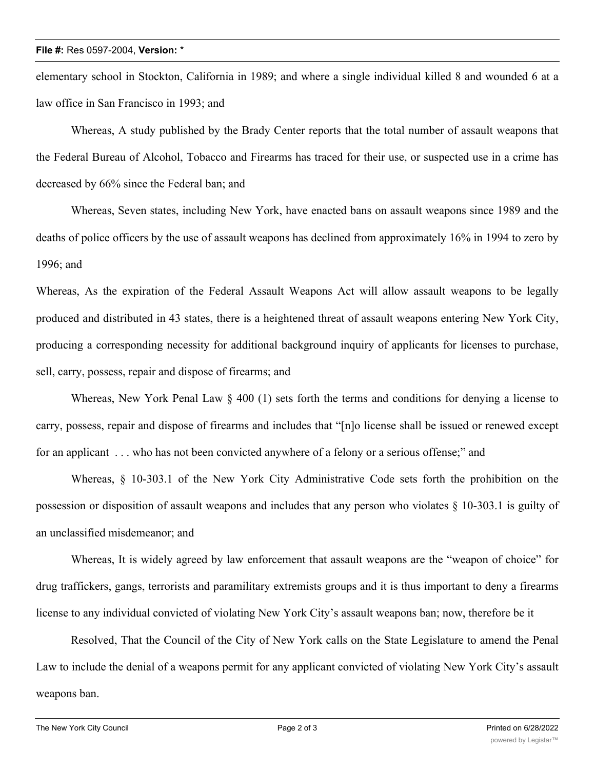elementary school in Stockton, California in 1989; and where a single individual killed 8 and wounded 6 at a law office in San Francisco in 1993; and

Whereas, A study published by the Brady Center reports that the total number of assault weapons that the Federal Bureau of Alcohol, Tobacco and Firearms has traced for their use, or suspected use in a crime has decreased by 66% since the Federal ban; and

Whereas, Seven states, including New York, have enacted bans on assault weapons since 1989 and the deaths of police officers by the use of assault weapons has declined from approximately 16% in 1994 to zero by 1996; and

Whereas, As the expiration of the Federal Assault Weapons Act will allow assault weapons to be legally produced and distributed in 43 states, there is a heightened threat of assault weapons entering New York City, producing a corresponding necessity for additional background inquiry of applicants for licenses to purchase, sell, carry, possess, repair and dispose of firearms; and

Whereas, New York Penal Law § 400 (1) sets forth the terms and conditions for denying a license to carry, possess, repair and dispose of firearms and includes that "[n]o license shall be issued or renewed except for an applicant . . . who has not been convicted anywhere of a felony or a serious offense;" and

Whereas, § 10-303.1 of the New York City Administrative Code sets forth the prohibition on the possession or disposition of assault weapons and includes that any person who violates § 10-303.1 is guilty of an unclassified misdemeanor; and

Whereas, It is widely agreed by law enforcement that assault weapons are the "weapon of choice" for drug traffickers, gangs, terrorists and paramilitary extremists groups and it is thus important to deny a firearms license to any individual convicted of violating New York City's assault weapons ban; now, therefore be it

Resolved, That the Council of the City of New York calls on the State Legislature to amend the Penal Law to include the denial of a weapons permit for any applicant convicted of violating New York City's assault weapons ban.